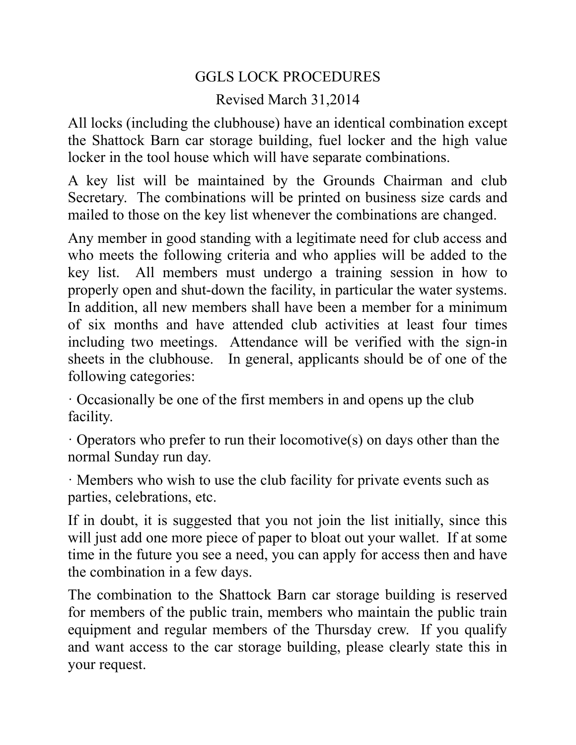# GGLS LOCK PROCEDURES

Revised March 31,2014

All locks (including the clubhouse) have an identical combination except the Shattock Barn car storage building, fuel locker and the high value locker in the tool house which will have separate combinations.

A key list will be maintained by the Grounds Chairman and club Secretary. The combinations will be printed on business size cards and mailed to those on the key list whenever the combinations are changed.

Any member in good standing with a legitimate need for club access and who meets the following criteria and who applies will be added to the key list. All members must undergo a training session in how to properly open and shut-down the facility, in particular the water systems. In addition, all new members shall have been a member for a minimum of six months and have attended club activities at least four times including two meetings. Attendance will be verified with the sign-in sheets in the clubhouse. In general, applicants should be of one of the following categories:

- Occasionally be one of the first members in and opens up the club facility.
- Operators who prefer to run their locomotive(s) on days other than the normal Sunday run day.
- Members who wish to use the club facility for private events such as parties, celebrations, etc.

If in doubt, it is suggested that you not join the list initially, since this will just add one more piece of paper to bloat out your wallet. If at some time in the future you see a need, you can apply for access then and have the combination in a few days.

The combination to the Shattock Barn car storage building is reserved for members of the public train, members who maintain the public train equipment and regular members of the Thursday crew. If you qualify and want access to the car storage building, please clearly state this in your request.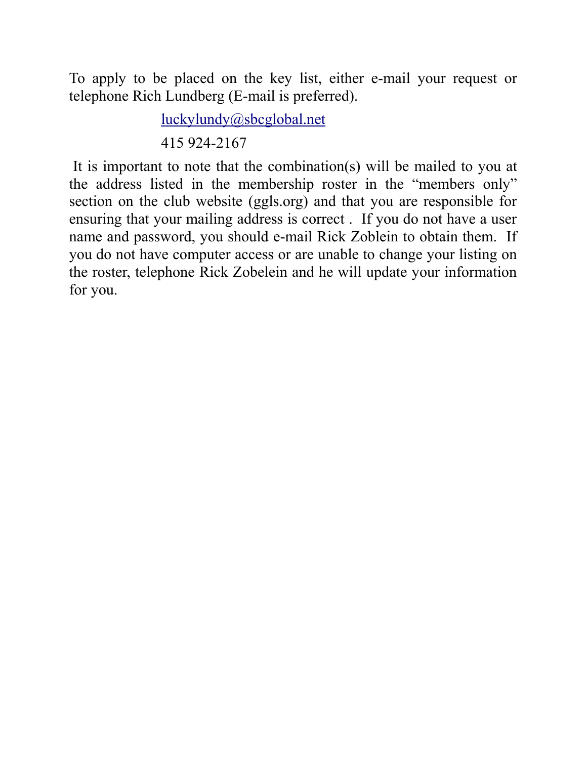To apply to be placed on the key list, either e-mail your request or telephone Rich Lundberg (E-mail is preferred).

luckylundy@sbcglobal.net

415 924-2167

It is important to note that the combination(s) will be mailed to you at the address listed in the membership roster in the "members only" section on the club website (ggls.org) and that you are responsible for ensuring that your mailing address is correct . If you do not have a user name and password, you should e-mail Rick Zoblein to obtain them. If you do not have computer access or are unable to change your listing on the roster, telephone Rick Zobelein and he will update your information for you.